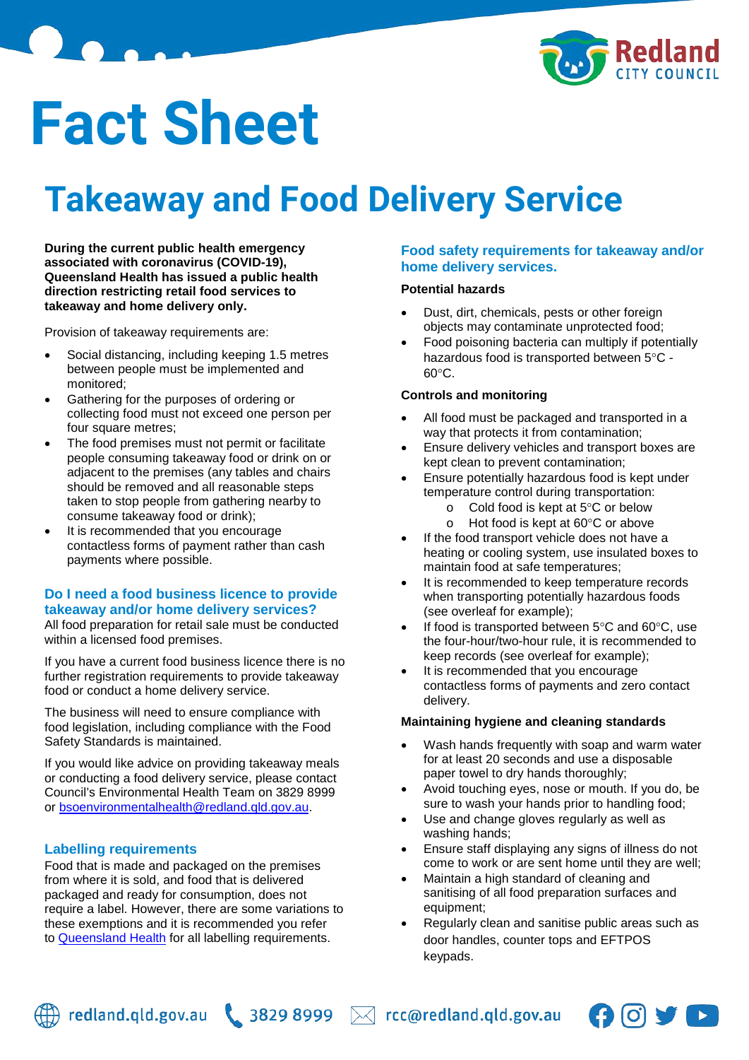# Fact Sheet

# Takeaway and Food Delivery Service

**During the current public health emergency associated with coronavirus (COVID-19), Queensland Health has issued a public health direction restricting retail food services to takeaway and home delivery only.**

Provision of takeaway requirements are:

- Social distancing, including keeping 1.5 metres between people must be implemented and monitored;
- Gathering for the purposes of ordering or collecting food must not exceed one person per four square metres;
- The food premises must not permit or facilitate people consuming takeaway food or drink on or adjacent to the premises (any tables and chairs should be removed and all reasonable steps taken to stop people from gathering nearby to consume takeaway food or drink);
- It is recommended that you encourage contactless forms of payment rather than cash payments where possible.

## Do I need a food business licence to provide takeaway and/or home delivery services?

All food preparation for retail sale must be conducted within a licensed food premises.

If you have a current food business licence there is no further registration requirements to provide takeaway food or conduct a home delivery service.

The business will need to ensure compliance with food legislation, including compliance with the Food Safety Standards is maintained.

If you would like advice on providing takeaway meals or conducting a food delivery service, please contact Council's Environmental Health Team on 3829 8999 or bsoenvironmentalhealth@redland.qld.gov.au.

## Labelling requirements

Food that is made and packaged on the premises from where it is sold, and food that is delivered packaged and ready for consumption, does not require a label. However, there are some variations to these exemptions and it is recommended you refer to Queensland Health for all labelling requirements.

## Food safety requirements for takeaway and/or home delivery services.

### Potential hazards

- Dust, dirt, chemicals, pests or other foreign objects may contaminate unprotected food;
- Food poisoning bacteria can multiply if potentially hazardous food is transported between 5°C - 60°C.

### Controls and monitoring

- All food must be packaged and transported in a way that protects it from contamination;
- Ensure delivery vehicles and transport boxes are kept clean to prevent contamination;
- Ensure potentially hazardous food is kept under temperature control during transportation:
  - Cold food is kept at 5°C or below
  - Hot food is kept at 60°C or above
- If the food transport vehicle does not have a heating or cooling system, use insulated boxes to maintain food at safe temperatures;
- It is recommended to keep temperature records when transporting potentially hazardous foods (see overleaf for example);
- If food is transported between 5°C and 60°C, use the four-hour/two-hour rule, it is recommended to keep records (see overleaf for example);
- It is recommended that you encourage contactless forms of payments and zero contact delivery.

### Maintaining hygiene and cleaning standards

- Wash hands frequently with soap and warm water for at least 20 seconds and use a disposable paper towel to dry hands thoroughly;
- Avoid touching eyes, nose or mouth. If you do, be sure to wash your hands prior to handling food;
- Use and change gloves regularly as well as washing hands;
- Ensure staff displaying any signs of illness do not come to work or are sent home until they are well;
- Maintain a high standard of cleaning and sanitising of all food preparation surfaces and equipment;
- Regularly clean and sanitise public areas such as door handles, counter tops and EFTPOS keypads.

redland.qld.gov.au | 3829 8999 | rcc@redland.qld.gov.au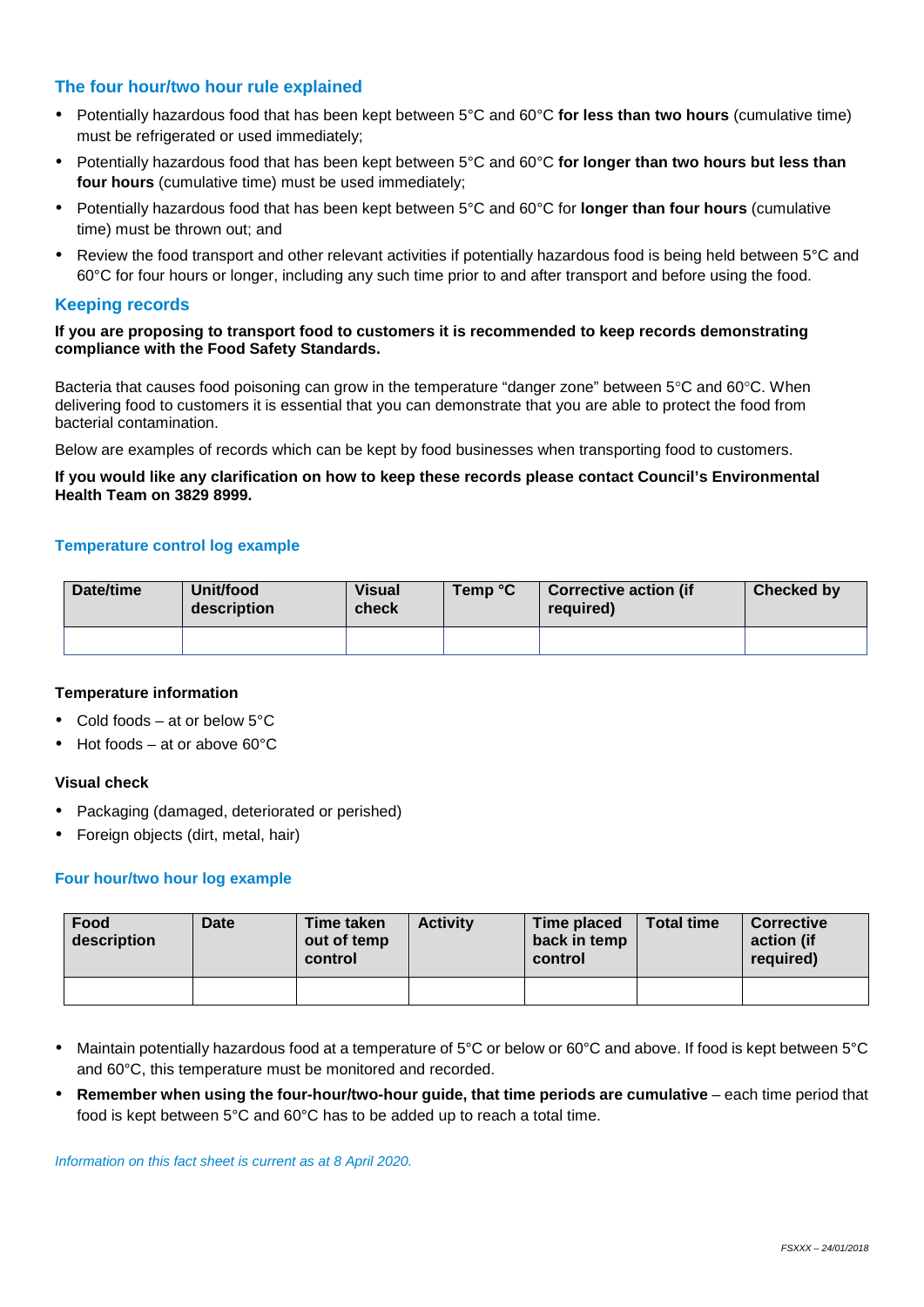## The four hour/two hour rule explained

- Potentially hazardous food that has been kept between 5°C and 60°C **for less than two hours** (cumulative time) must be refrigerated or used immediately;
- Potentially hazardous food that has been kept between 5°C and 60°C **for longer than two hours but less than four hours** (cumulative time) must be used immediately;
- Potentially hazardous food that has been kept between 5°C and 60°C for **longer than four hours** (cumulative time) must be thrown out; and
- Review the food transport and other relevant activities if potentially hazardous food is being held between 5°C and 60°C for four hours or longer, including any such time prior to and after transport and before using the food.

## Keeping records

**If you are proposing to transport food to customers it is recommended to keep records demonstrating compliance with the Food Safety Standards.**

Bacteria that causes food poisoning can grow in the temperature "danger zone" between 5°C and 60°C. When delivering food to customers it is essential that you can demonstrate that you are able to protect the food from bacterial contamination.

Below are examples of records which can be kept by food businesses when transporting food to customers.

**If you would like any clarification on how to keep these records please contact Council's Environmental Health Team on 3829 8999.**

### Temperature control log example

| Date/time | Unit/food description | Visual check | Temp °C | Corrective action (if required) | Checked by |
|---|---|---|---|---|---|
| | | | | | |

**Temperature information**

- Cold foods – at or below 5°C
- Hot foods – at or above 60°C

**Visual check**

- Packaging (damaged, deteriorated or perished)
- Foreign objects (dirt, metal, hair)

### Four hour/two hour log example

| Food description | Date | Time taken out of temp control | Activity | Time placed back in temp control | Total time | Corrective action (if required) |
|---|---|---|---|---|---|---|
| | | | | | | |

- Maintain potentially hazardous food at a temperature of 5°C or below or 60°C and above. If food is kept between 5°C and 60°C, this temperature must be monitored and recorded.
- **Remember when using the four-hour/two-hour guide, that time periods are cumulative** – each time period that food is kept between 5°C and 60°C has to be added up to reach a total time.

*Information on this fact sheet is current as at 8 April 2020.*